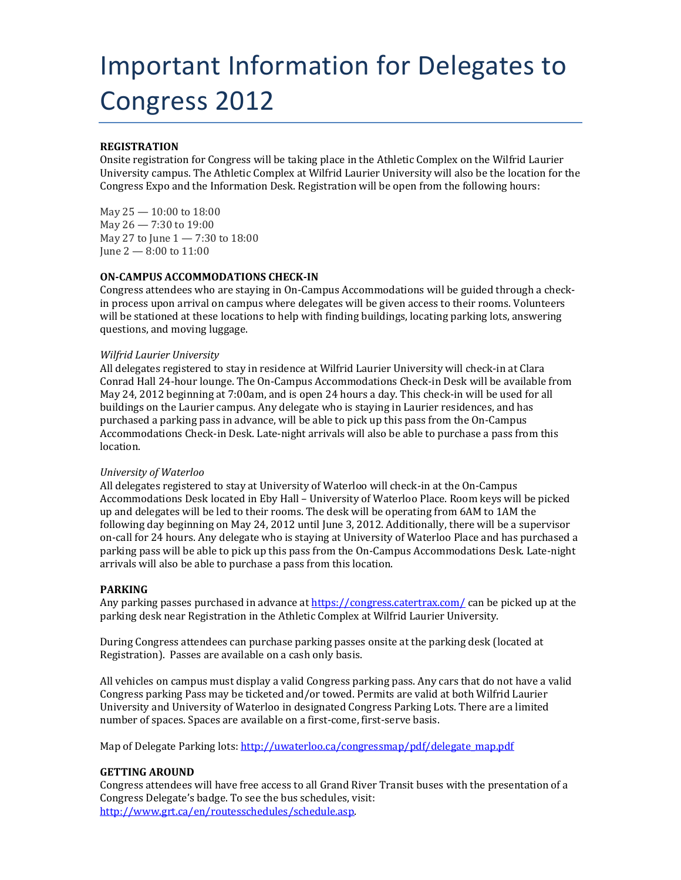# Important Information for Delegates to Congress 2012

**REGISTRATION**

Onsite registration for Congress will be taking place in the Athletic Complex on the Wilfrid Laurier University campus. The Athletic Complex at Wilfrid Laurier University will also be the location for the Congress Expo and the Information Desk. Registration will be open from the following hours:

May 25 — 10:00 to 18:00
May 26 — 7:30 to 19:00
May 27 to June 1 — 7:30 to 18:00
June 2 — 8:00 to 11:00

**ON-CAMPUS ACCOMMODATIONS CHECK-IN**

Congress attendees who are staying in On-Campus Accommodations will be guided through a check-in process upon arrival on campus where delegates will be given access to their rooms. Volunteers will be stationed at these locations to help with finding buildings, locating parking lots, answering questions, and moving luggage.

*Wilfrid Laurier University*

All delegates registered to stay in residence at Wilfrid Laurier University will check-in at Clara Conrad Hall 24-hour lounge. The On-Campus Accommodations Check-in Desk will be available from May 24, 2012 beginning at 7:00am, and is open 24 hours a day. This check-in will be used for all buildings on the Laurier campus. Any delegate who is staying in Laurier residences, and has purchased a parking pass in advance, will be able to pick up this pass from the On-Campus Accommodations Check-in Desk. Late-night arrivals will also be able to purchase a pass from this location.

*University of Waterloo*

All delegates registered to stay at University of Waterloo will check-in at the On-Campus Accommodations Desk located in Eby Hall – University of Waterloo Place. Room keys will be picked up and delegates will be led to their rooms. The desk will be operating from 6AM to 1AM the following day beginning on May 24, 2012 until June 3, 2012. Additionally, there will be a supervisor on-call for 24 hours. Any delegate who is staying at University of Waterloo Place and has purchased a parking pass will be able to pick up this pass from the On-Campus Accommodations Desk. Late-night arrivals will also be able to purchase a pass from this location.

**PARKING**

Any parking passes purchased in advance at https://congress.catertrax.com/ can be picked up at the parking desk near Registration in the Athletic Complex at Wilfrid Laurier University.

During Congress attendees can purchase parking passes onsite at the parking desk (located at Registration). Passes are available on a cash only basis.

All vehicles on campus must display a valid Congress parking pass. Any cars that do not have a valid Congress parking Pass may be ticketed and/or towed. Permits are valid at both Wilfrid Laurier University and University of Waterloo in designated Congress Parking Lots. There are a limited number of spaces. Spaces are available on a first-come, first-serve basis.

Map of Delegate Parking lots: http://uwaterloo.ca/congressmap/pdf/delegate_map.pdf

**GETTING AROUND**

Congress attendees will have free access to all Grand River Transit buses with the presentation of a Congress Delegate's badge. To see the bus schedules, visit: http://www.grt.ca/en/routesschedules/schedule.asp.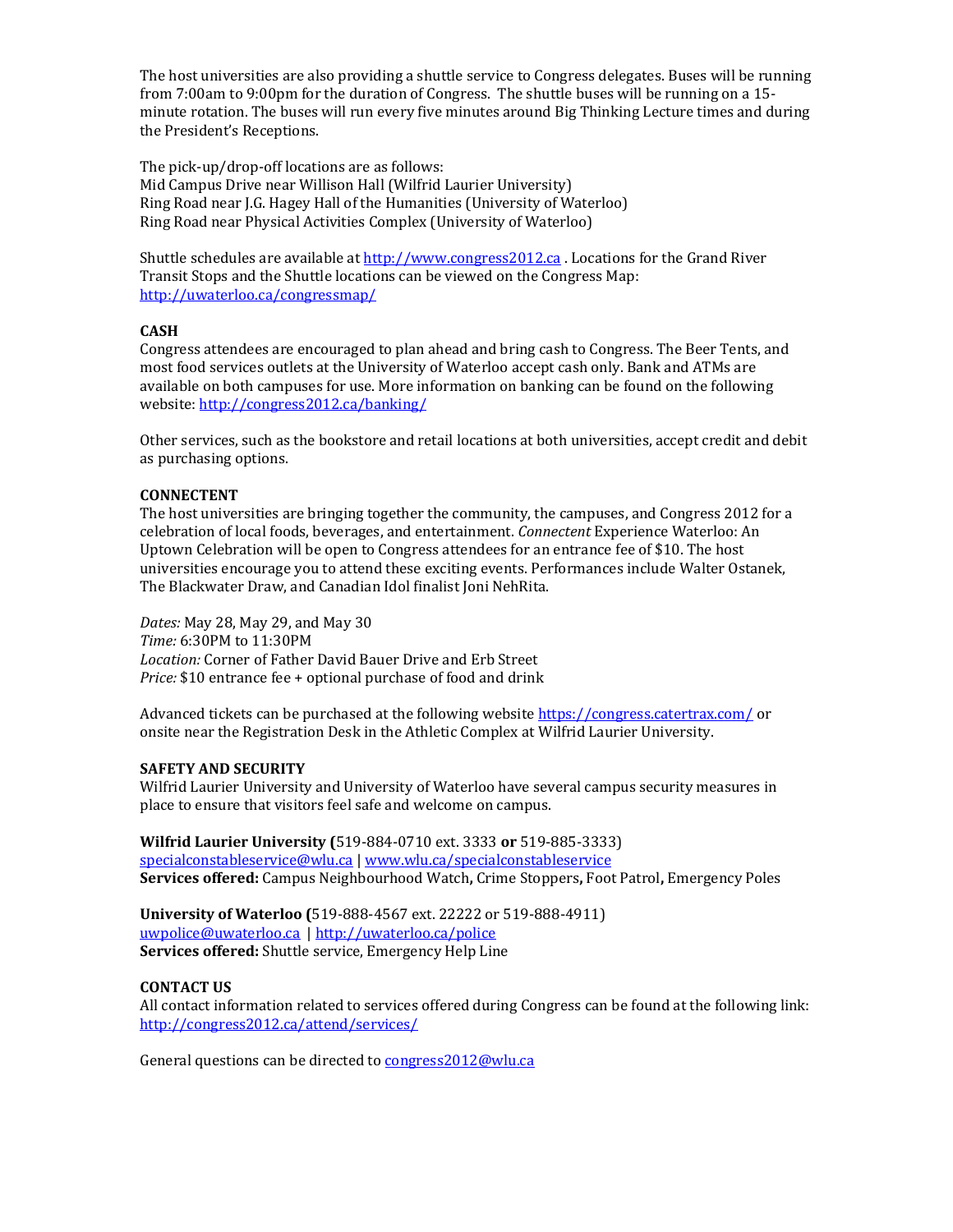The host universities are also providing a shuttle service to Congress delegates. Buses will be running from 7:00am to 9:00pm for the duration of Congress. The shuttle buses will be running on a 15-minute rotation. The buses will run every five minutes around Big Thinking Lecture times and during the President's Receptions.

The pick-up/drop-off locations are as follows:
Mid Campus Drive near Willison Hall (Wilfrid Laurier University)
Ring Road near J.G. Hagey Hall of the Humanities (University of Waterloo)
Ring Road near Physical Activities Complex (University of Waterloo)

Shuttle schedules are available at http://www.congress2012.ca . Locations for the Grand River Transit Stops and the Shuttle locations can be viewed on the Congress Map: http://uwaterloo.ca/congressmap/

**CASH**
Congress attendees are encouraged to plan ahead and bring cash to Congress. The Beer Tents, and most food services outlets at the University of Waterloo accept cash only. Bank and ATMs are available on both campuses for use. More information on banking can be found on the following website: http://congress2012.ca/banking/

Other services, such as the bookstore and retail locations at both universities, accept credit and debit as purchasing options.

**CONNECTENT**
The host universities are bringing together the community, the campuses, and Congress 2012 for a celebration of local foods, beverages, and entertainment. *Connectent* Experience Waterloo: An Uptown Celebration will be open to Congress attendees for an entrance fee of $10. The host universities encourage you to attend these exciting events. Performances include Walter Ostanek, The Blackwater Draw, and Canadian Idol finalist Joni NehRita.

*Dates:* May 28, May 29, and May 30
*Time:* 6:30PM to 11:30PM
*Location:* Corner of Father David Bauer Drive and Erb Street
*Price:* $10 entrance fee + optional purchase of food and drink

Advanced tickets can be purchased at the following website https://congress.catertrax.com/ or onsite near the Registration Desk in the Athletic Complex at Wilfrid Laurier University.

**SAFETY AND SECURITY**
Wilfrid Laurier University and University of Waterloo have several campus security measures in place to ensure that visitors feel safe and welcome on campus.

**Wilfrid Laurier University (**519-884-0710 ext. 3333 **or** 519-885-3333)
specialconstableservice@wlu.ca | www.wlu.ca/specialconstableservice
**Services offered:** Campus Neighbourhood Watch**,** Crime Stoppers**,** Foot Patrol**,** Emergency Poles

**University of Waterloo (**519-888-4567 ext. 22222 or 519-888-4911)
uwpolice@uwaterloo.ca | http://uwaterloo.ca/police
**Services offered:** Shuttle service, Emergency Help Line

**CONTACT US**
All contact information related to services offered during Congress can be found at the following link: http://congress2012.ca/attend/services/

General questions can be directed to congress2012@wlu.ca